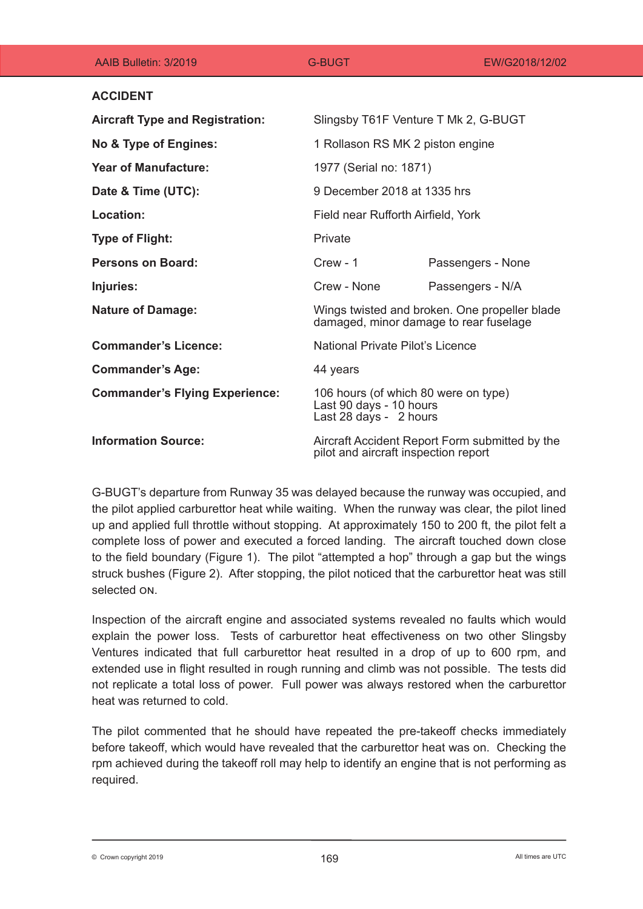## ACCIDENT

| | | |
|---|---|---|
| **Aircraft Type and Registration:** | Slingsby T61F Venture T Mk 2, G-BUGT | |
| **No & Type of Engines:** | 1 Rollason RS MK 2 piston engine | |
| **Year of Manufacture:** | 1977 (Serial no: 1871) | |
| **Date & Time (UTC):** | 9 December 2018 at 1335 hrs | |
| **Location:** | Field near Rufforth Airfield, York | |
| **Type of Flight:** | Private | |
| **Persons on Board:** | Crew - 1 | Passengers - None |
| **Injuries:** | Crew - None | Passengers - N/A |
| **Nature of Damage:** | Wings twisted and broken. One propeller blade damaged, minor damage to rear fuselage | |
| **Commander's Licence:** | National Private Pilot's Licence | |
| **Commander's Age:** | 44 years | |
| **Commander's Flying Experience:** | 106 hours (of which 80 were on type)<br>Last 90 days - 10 hours<br>Last 28 days - 2 hours | |
| **Information Source:** | Aircraft Accident Report Form submitted by the pilot and aircraft inspection report | |

G-BUGT's departure from Runway 35 was delayed because the runway was occupied, and the pilot applied carburettor heat while waiting. When the runway was clear, the pilot lined up and applied full throttle without stopping. At approximately 150 to 200 ft, the pilot felt a complete loss of power and executed a forced landing. The aircraft touched down close to the field boundary (Figure 1). The pilot "attempted a hop" through a gap but the wings struck bushes (Figure 2). After stopping, the pilot noticed that the carburettor heat was still selected ON.

Inspection of the aircraft engine and associated systems revealed no faults which would explain the power loss. Tests of carburettor heat effectiveness on two other Slingsby Ventures indicated that full carburettor heat resulted in a drop of up to 600 rpm, and extended use in flight resulted in rough running and climb was not possible. The tests did not replicate a total loss of power. Full power was always restored when the carburettor heat was returned to cold.

The pilot commented that he should have repeated the pre-takeoff checks immediately before takeoff, which would have revealed that the carburettor heat was on. Checking the rpm achieved during the takeoff roll may help to identify an engine that is not performing as required.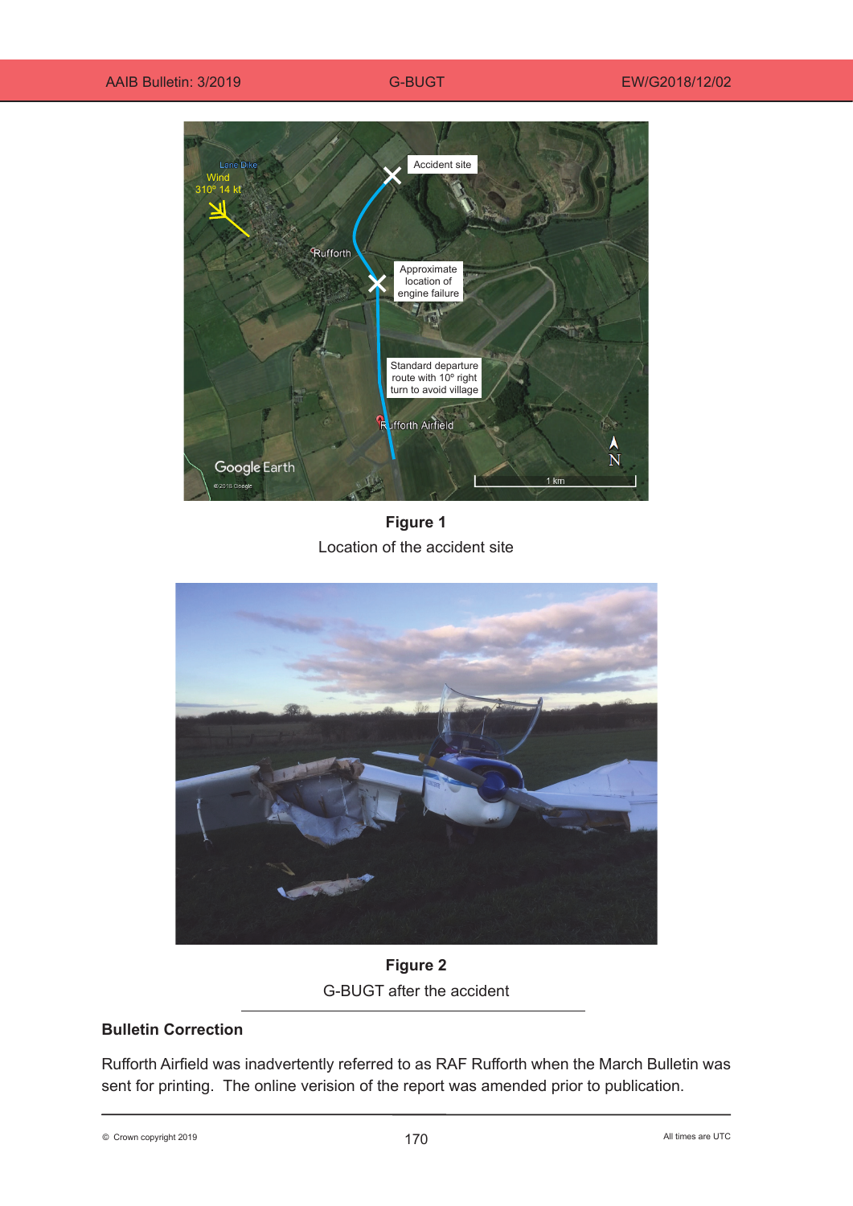Lane Dike

Wind
310° 14 kt

Accident site

Rufforth

Approximate location of engine failure

Standard departure route with 10° right turn to avoid village

Rufforth Airfield

N

1 km

**Figure 1**
Location of the accident site

**Figure 2**
G-BUGT after the accident

---

**Bulletin Correction**

Rufforth Airfield was inadvertently referred to as RAF Rufforth when the March Bulletin was sent for printing. The online verision of the report was amended prior to publication.